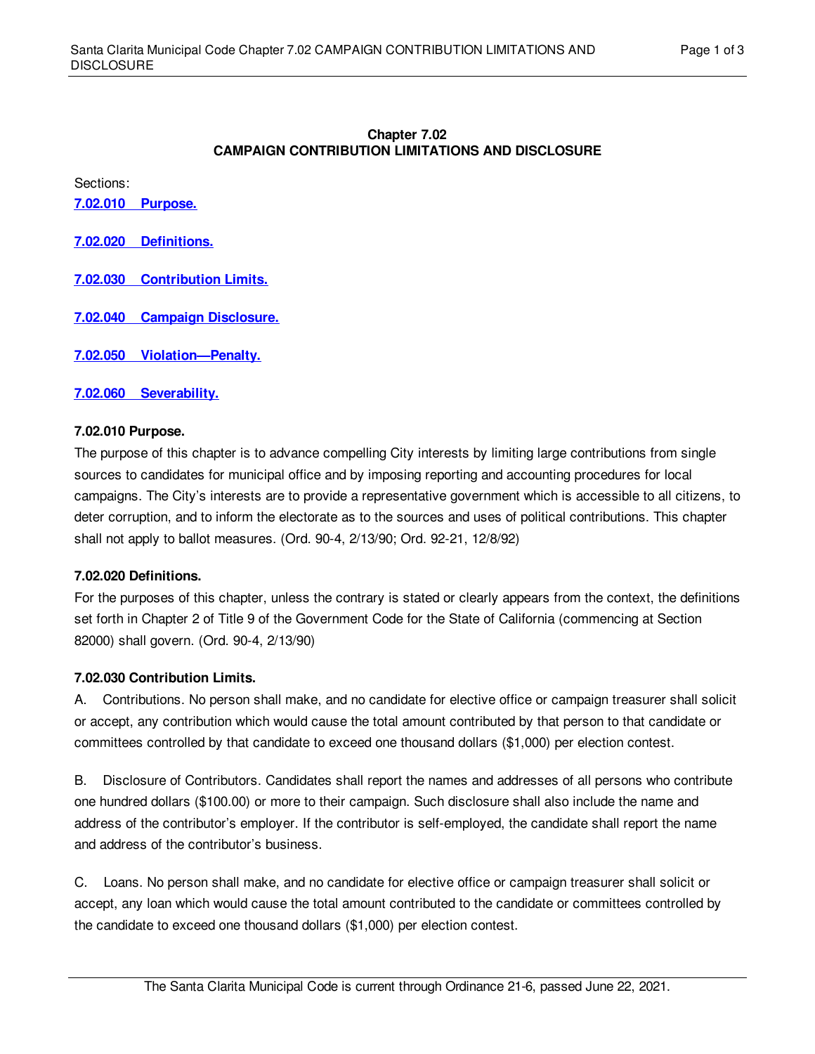# Chapter 7.02
# CAMPAIGN CONTRIBUTION LIMITATIONS AND DISCLOSURE

Sections:

**7.02.010 Purpose.**

**7.02.020 Definitions.**

**7.02.030 Contribution Limits.**

**7.02.040 Campaign Disclosure.**

**7.02.050 Violation—Penalty.**

**7.02.060 Severability.**

### 7.02.010 Purpose.

The purpose of this chapter is to advance compelling City interests by limiting large contributions from single sources to candidates for municipal office and by imposing reporting and accounting procedures for local campaigns. The City's interests are to provide a representative government which is accessible to all citizens, to deter corruption, and to inform the electorate as to the sources and uses of political contributions. This chapter shall not apply to ballot measures. (Ord. 90-4, 2/13/90; Ord. 92-21, 12/8/92)

### 7.02.020 Definitions.

For the purposes of this chapter, unless the contrary is stated or clearly appears from the context, the definitions set forth in Chapter 2 of Title 9 of the Government Code for the State of California (commencing at Section 82000) shall govern. (Ord. 90-4, 2/13/90)

### 7.02.030 Contribution Limits.

A. Contributions. No person shall make, and no candidate for elective office or campaign treasurer shall solicit or accept, any contribution which would cause the total amount contributed by that person to that candidate or committees controlled by that candidate to exceed one thousand dollars ($1,000) per election contest.

B. Disclosure of Contributors. Candidates shall report the names and addresses of all persons who contribute one hundred dollars ($100.00) or more to their campaign. Such disclosure shall also include the name and address of the contributor's employer. If the contributor is self-employed, the candidate shall report the name and address of the contributor's business.

C. Loans. No person shall make, and no candidate for elective office or campaign treasurer shall solicit or accept, any loan which would cause the total amount contributed to the candidate or committees controlled by the candidate to exceed one thousand dollars ($1,000) per election contest.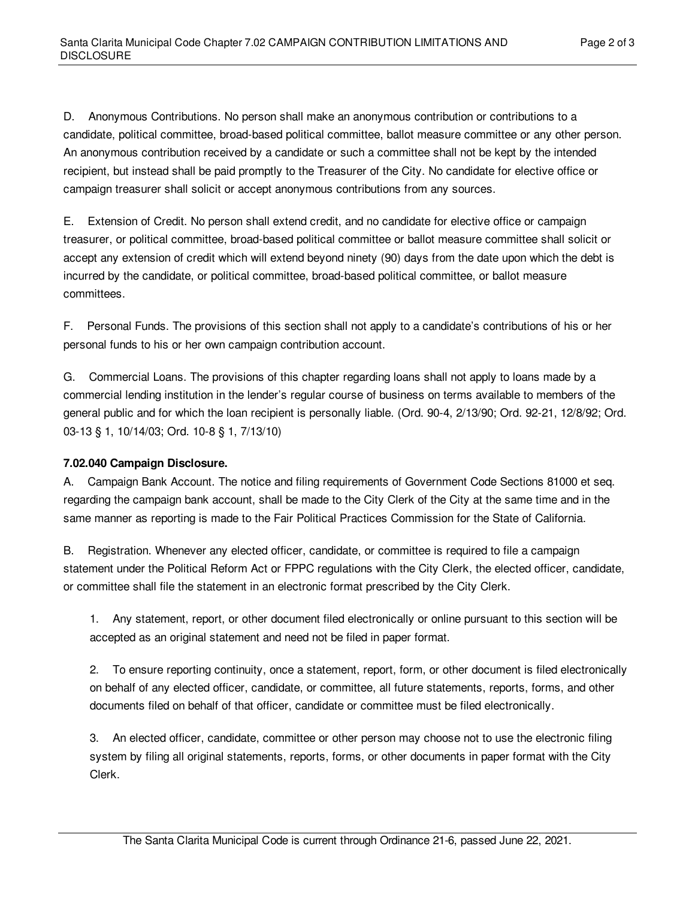D. Anonymous Contributions. No person shall make an anonymous contribution or contributions to a candidate, political committee, broad-based political committee, ballot measure committee or any other person. An anonymous contribution received by a candidate or such a committee shall not be kept by the intended recipient, but instead shall be paid promptly to the Treasurer of the City. No candidate for elective office or campaign treasurer shall solicit or accept anonymous contributions from any sources.

E. Extension of Credit. No person shall extend credit, and no candidate for elective office or campaign treasurer, or political committee, broad-based political committee or ballot measure committee shall solicit or accept any extension of credit which will extend beyond ninety (90) days from the date upon which the debt is incurred by the candidate, or political committee, broad-based political committee, or ballot measure committees.

F. Personal Funds. The provisions of this section shall not apply to a candidate's contributions of his or her personal funds to his or her own campaign contribution account.

G. Commercial Loans. The provisions of this chapter regarding loans shall not apply to loans made by a commercial lending institution in the lender's regular course of business on terms available to members of the general public and for which the loan recipient is personally liable. (Ord. 90-4, 2/13/90; Ord. 92-21, 12/8/92; Ord. 03-13 § 1, 10/14/03; Ord. 10-8 § 1, 7/13/10)

**7.02.040 Campaign Disclosure.**

A. Campaign Bank Account. The notice and filing requirements of Government Code Sections 81000 et seq. regarding the campaign bank account, shall be made to the City Clerk of the City at the same time and in the same manner as reporting is made to the Fair Political Practices Commission for the State of California.

B. Registration. Whenever any elected officer, candidate, or committee is required to file a campaign statement under the Political Reform Act or FPPC regulations with the City Clerk, the elected officer, candidate, or committee shall file the statement in an electronic format prescribed by the City Clerk.

1. Any statement, report, or other document filed electronically or online pursuant to this section will be accepted as an original statement and need not be filed in paper format.

2. To ensure reporting continuity, once a statement, report, form, or other document is filed electronically on behalf of any elected officer, candidate, or committee, all future statements, reports, forms, and other documents filed on behalf of that officer, candidate or committee must be filed electronically.

3. An elected officer, candidate, committee or other person may choose not to use the electronic filing system by filing all original statements, reports, forms, or other documents in paper format with the City Clerk.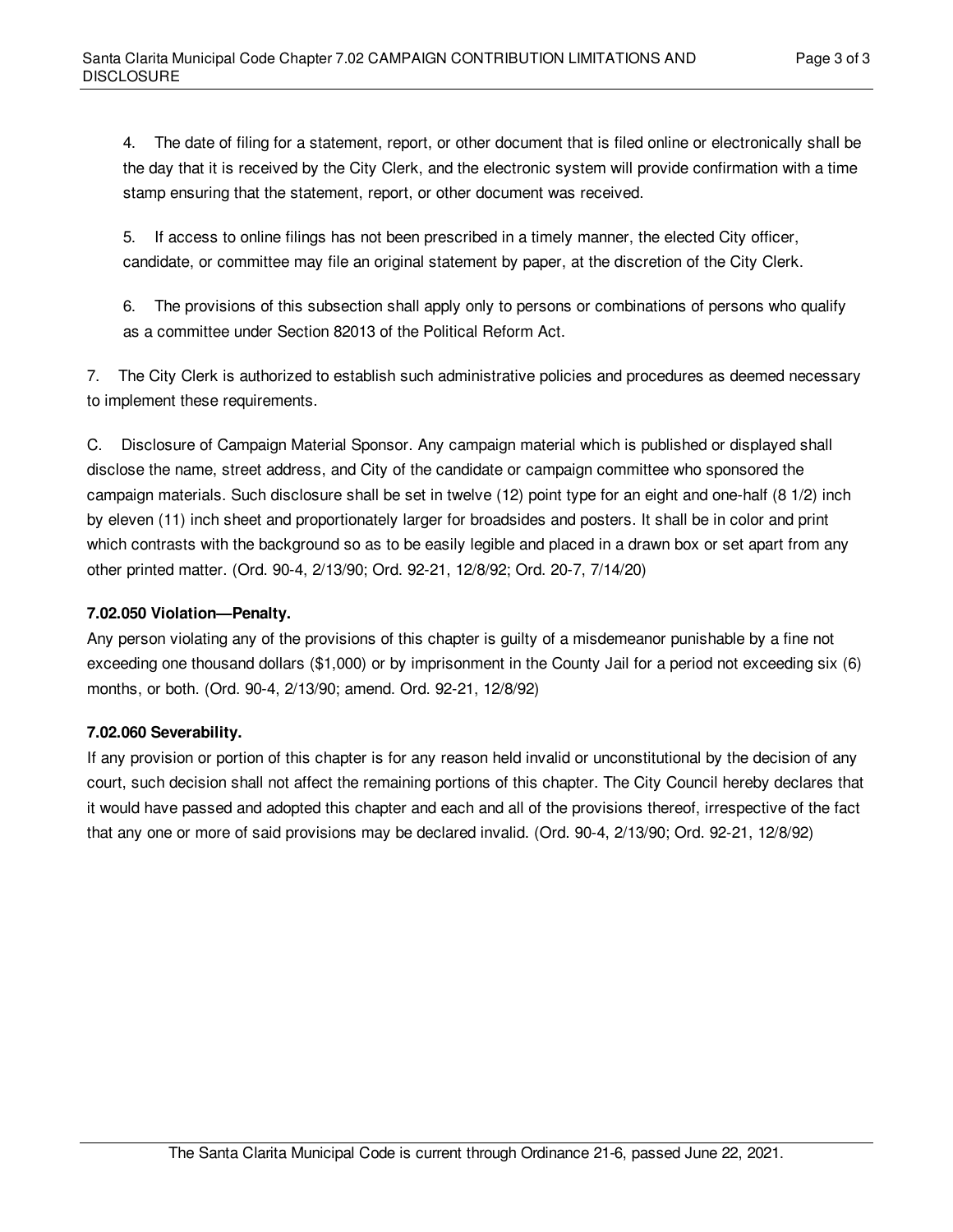4. The date of filing for a statement, report, or other document that is filed online or electronically shall be the day that it is received by the City Clerk, and the electronic system will provide confirmation with a time stamp ensuring that the statement, report, or other document was received.

5. If access to online filings has not been prescribed in a timely manner, the elected City officer, candidate, or committee may file an original statement by paper, at the discretion of the City Clerk.

6. The provisions of this subsection shall apply only to persons or combinations of persons who qualify as a committee under Section 82013 of the Political Reform Act.

7. The City Clerk is authorized to establish such administrative policies and procedures as deemed necessary to implement these requirements.

C. Disclosure of Campaign Material Sponsor. Any campaign material which is published or displayed shall disclose the name, street address, and City of the candidate or campaign committee who sponsored the campaign materials. Such disclosure shall be set in twelve (12) point type for an eight and one-half (8 1/2) inch by eleven (11) inch sheet and proportionately larger for broadsides and posters. It shall be in color and print which contrasts with the background so as to be easily legible and placed in a drawn box or set apart from any other printed matter. (Ord. 90-4, 2/13/90; Ord. 92-21, 12/8/92; Ord. 20-7, 7/14/20)

**7.02.050 Violation—Penalty.**

Any person violating any of the provisions of this chapter is guilty of a misdemeanor punishable by a fine not exceeding one thousand dollars ($1,000) or by imprisonment in the County Jail for a period not exceeding six (6) months, or both. (Ord. 90-4, 2/13/90; amend. Ord. 92-21, 12/8/92)

**7.02.060 Severability.**

If any provision or portion of this chapter is for any reason held invalid or unconstitutional by the decision of any court, such decision shall not affect the remaining portions of this chapter. The City Council hereby declares that it would have passed and adopted this chapter and each and all of the provisions thereof, irrespective of the fact that any one or more of said provisions may be declared invalid. (Ord. 90-4, 2/13/90; Ord. 92-21, 12/8/92)